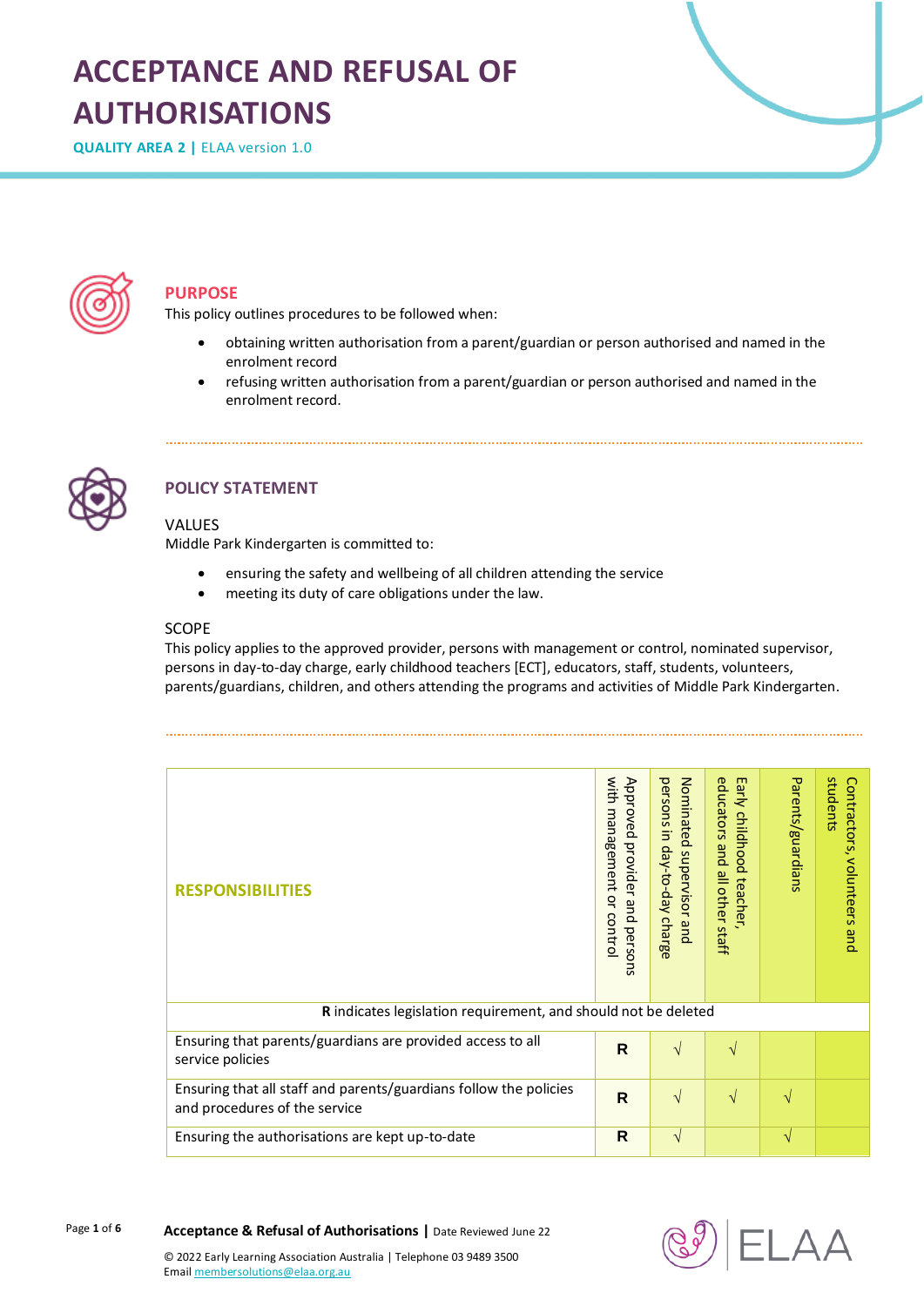# ACCEPTANCE AND REFUSAL OF AUTHORISATIONS

**QUALITY AREA 2 |** ELAA version 1.0

## PURPOSE

This policy outlines procedures to be followed when:

- obtaining written authorisation from a parent/guardian or person authorised and named in the enrolment record
- refusing written authorisation from a parent/guardian or person authorised and named in the enrolment record.

## POLICY STATEMENT

### VALUES

Middle Park Kindergarten is committed to:

- ensuring the safety and wellbeing of all children attending the service
- meeting its duty of care obligations under the law.

### SCOPE

This policy applies to the approved provider, persons with management or control, nominated supervisor, persons in day-to-day charge, early childhood teachers [ECT], educators, staff, students, volunteers, parents/guardians, children, and others attending the programs and activities of Middle Park Kindergarten.

| RESPONSIBILITIES | Approved provider and persons with management or control | Nominated supervisor and persons in day-to-day charge | Early childhood teacher, educators and all other staff | Parents/guardians | Contractors, volunteers and students |
|---|---|---|---|---|---|
| **R** indicates legislation requirement, and should not be deleted | | | | | |
| Ensuring that parents/guardians are provided access to all service policies | **R** | √ | √ | | |
| Ensuring that all staff and parents/guardians follow the policies and procedures of the service | **R** | √ | √ | √ | |
| Ensuring the authorisations are kept up-to-date | **R** | √ | | √ | |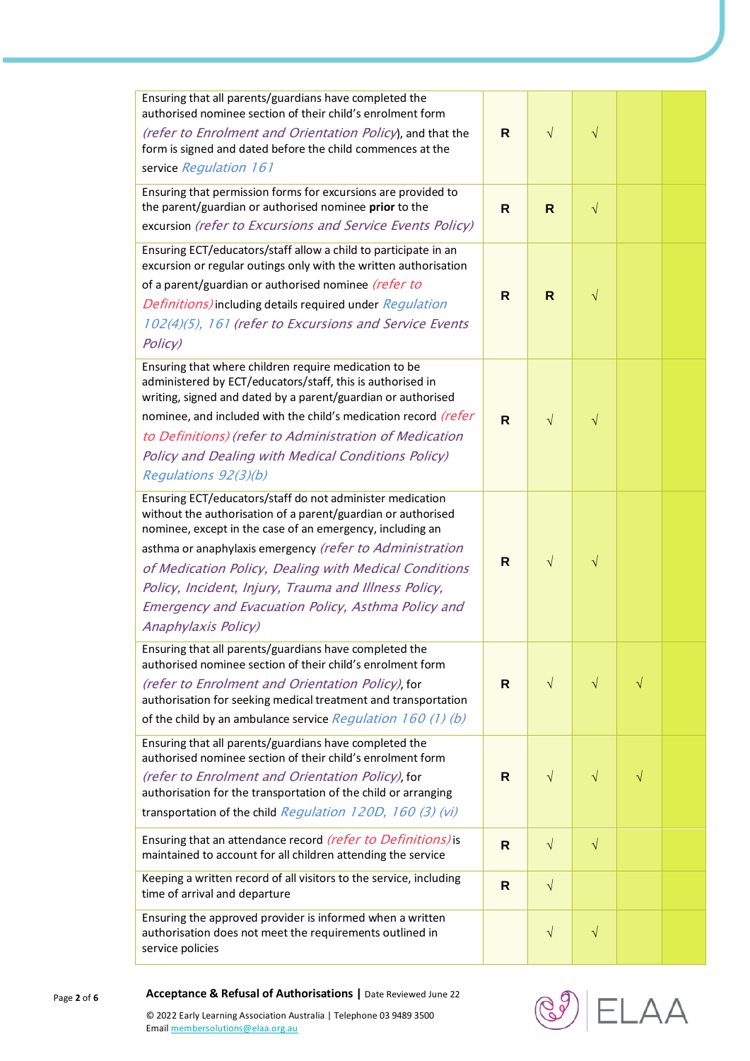| | | | | | |
|---|---|---|---|---|---|
| Ensuring that all parents/guardians have completed the authorised nominee section of their child's enrolment form *(refer to Enrolment and Orientation Policy)*, and that the form is signed and dated before the child commences at the service *Regulation 161* | R | √ | √ | | |
| Ensuring that permission forms for excursions are provided to the parent/guardian or authorised nominee **prior** to the excursion *(refer to Excursions and Service Events Policy)* | R | R | √ | | |
| Ensuring ECT/educators/staff allow a child to participate in an excursion or regular outings only with the written authorisation of a parent/guardian or authorised nominee *(refer to Definitions)* including details required under *Regulation 102(4)(5), 161 (refer to Excursions and Service Events Policy)* | R | R | √ | | |
| Ensuring that where children require medication to be administered by ECT/educators/staff, this is authorised in writing, signed and dated by a parent/guardian or authorised nominee, and included with the child's medication record *(refer to Definitions) (refer to Administration of Medication Policy and Dealing with Medical Conditions Policy) Regulations 92(3)(b)* | R | √ | √ | | |
| Ensuring ECT/educators/staff do not administer medication without the authorisation of a parent/guardian or authorised nominee, except in the case of an emergency, including an asthma or anaphylaxis emergency *(refer to Administration of Medication Policy, Dealing with Medical Conditions Policy, Incident, Injury, Trauma and Illness Policy, Emergency and Evacuation Policy, Asthma Policy and Anaphylaxis Policy)* | R | √ | √ | | |
| Ensuring that all parents/guardians have completed the authorised nominee section of their child's enrolment form *(refer to Enrolment and Orientation Policy)*, for authorisation for seeking medical treatment and transportation of the child by an ambulance service *Regulation 160 (1) (b)* | R | √ | √ | √ | |
| Ensuring that all parents/guardians have completed the authorised nominee section of their child's enrolment form *(refer to Enrolment and Orientation Policy)*, for authorisation for the transportation of the child or arranging transportation of the child *Regulation 120D, 160 (3) (vi)* | R | √ | √ | √ | |
| Ensuring that an attendance record *(refer to Definitions)* is maintained to account for all children attending the service | R | √ | √ | | |
| Keeping a written record of all visitors to the service, including time of arrival and departure | R | √ | | | |
| Ensuring the approved provider is informed when a written authorisation does not meet the requirements outlined in service policies | | √ | √ | | |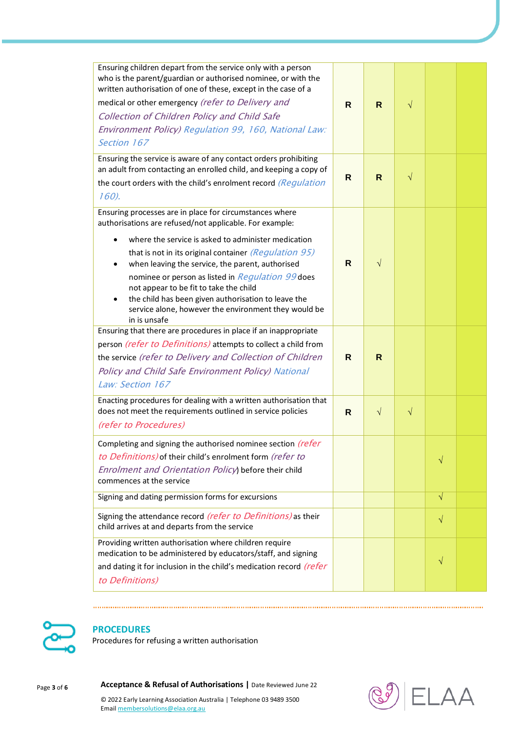| | | | | | |
|---|---|---|---|---|---|
| Ensuring children depart from the service only with a person who is the parent/guardian or authorised nominee, or with the written authorisation of one of these, except in the case of a medical or other emergency *(refer to Delivery and Collection of Children Policy and Child Safe Environment Policy) Regulation 99, 160, National Law: Section 167* | R | R | √ | | |
| Ensuring the service is aware of any contact orders prohibiting an adult from contacting an enrolled child, and keeping a copy of the court orders with the child's enrolment record *(Regulation 160).* | R | R | √ | | |
| Ensuring processes are in place for circumstances where authorisations are refused/not applicable. For example: <br>• where the service is asked to administer medication that is not in its original container *(Regulation 95)* <br>• when leaving the service, the parent, authorised nominee or person as listed in *Regulation 99* does not appear to be fit to take the child <br>• the child has been given authorisation to leave the service alone, however the environment they would be in is unsafe | R | √ | | | |
| Ensuring that there are procedures in place if an inappropriate person *(refer to Definitions)* attempts to collect a child from the service *(refer to Delivery and Collection of Children Policy and Child Safe Environment Policy) National Law: Section 167* | R | R | | | |
| Enacting procedures for dealing with a written authorisation that does not meet the requirements outlined in service policies *(refer to Procedures)* | R | √ | √ | | |
| Completing and signing the authorised nominee section *(refer to Definitions)* of their child's enrolment form *(refer to Enrolment and Orientation Policy)* before their child commences at the service | | | | √ | |
| Signing and dating permission forms for excursions | | | | √ | |
| Signing the attendance record *(refer to Definitions)* as their child arrives at and departs from the service | | | | √ | |
| Providing written authorisation where children require medication to be administered by educators/staff, and signing and dating it for inclusion in the child's medication record *(refer to Definitions)* | | | | √ | |

## PROCEDURES

Procedures for refusing a written authorisation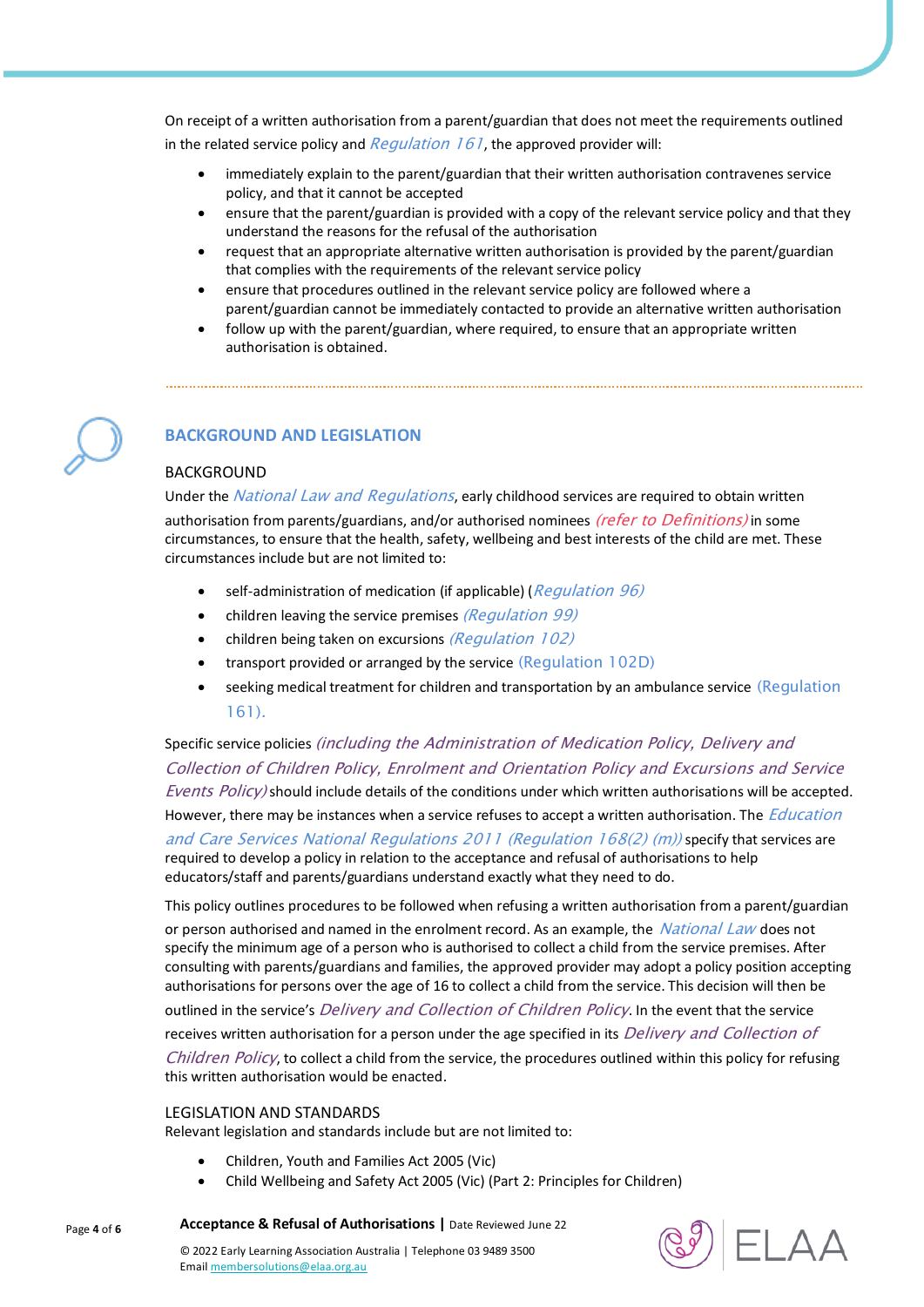On receipt of a written authorisation from a parent/guardian that does not meet the requirements outlined in the related service policy and *Regulation 161*, the approved provider will:

- immediately explain to the parent/guardian that their written authorisation contravenes service policy, and that it cannot be accepted
- ensure that the parent/guardian is provided with a copy of the relevant service policy and that they understand the reasons for the refusal of the authorisation
- request that an appropriate alternative written authorisation is provided by the parent/guardian that complies with the requirements of the relevant service policy
- ensure that procedures outlined in the relevant service policy are followed where a parent/guardian cannot be immediately contacted to provide an alternative written authorisation
- follow up with the parent/guardian, where required, to ensure that an appropriate written authorisation is obtained.

## BACKGROUND AND LEGISLATION

### BACKGROUND

Under the *National Law and Regulations*, early childhood services are required to obtain written authorisation from parents/guardians, and/or authorised nominees *(refer to Definitions)* in some circumstances, to ensure that the health, safety, wellbeing and best interests of the child are met. These circumstances include but are not limited to:

- self-administration of medication (if applicable) (*Regulation 96)*
- children leaving the service premises *(Regulation 99)*
- children being taken on excursions *(Regulation 102)*
- transport provided or arranged by the service (Regulation 102D)
- seeking medical treatment for children and transportation by an ambulance service (Regulation 161).

Specific service policies *(including the Administration of Medication Policy, Delivery and Collection of Children Policy, Enrolment and Orientation Policy and Excursions and Service Events Policy)* should include details of the conditions under which written authorisations will be accepted. However, there may be instances when a service refuses to accept a written authorisation. The *Education and Care Services National Regulations 2011 (Regulation 168(2) (m))* specify that services are required to develop a policy in relation to the acceptance and refusal of authorisations to help educators/staff and parents/guardians understand exactly what they need to do.

This policy outlines procedures to be followed when refusing a written authorisation from a parent/guardian or person authorised and named in the enrolment record. As an example, the *National Law* does not specify the minimum age of a person who is authorised to collect a child from the service premises. After consulting with parents/guardians and families, the approved provider may adopt a policy position accepting authorisations for persons over the age of 16 to collect a child from the service. This decision will then be outlined in the service's *Delivery and Collection of Children Policy*. In the event that the service receives written authorisation for a person under the age specified in its *Delivery and Collection of Children Policy*, to collect a child from the service, the procedures outlined within this policy for refusing this written authorisation would be enacted.

### LEGISLATION AND STANDARDS

Relevant legislation and standards include but are not limited to:

- Children, Youth and Families Act 2005 (Vic)
- Child Wellbeing and Safety Act 2005 (Vic) (Part 2: Principles for Children)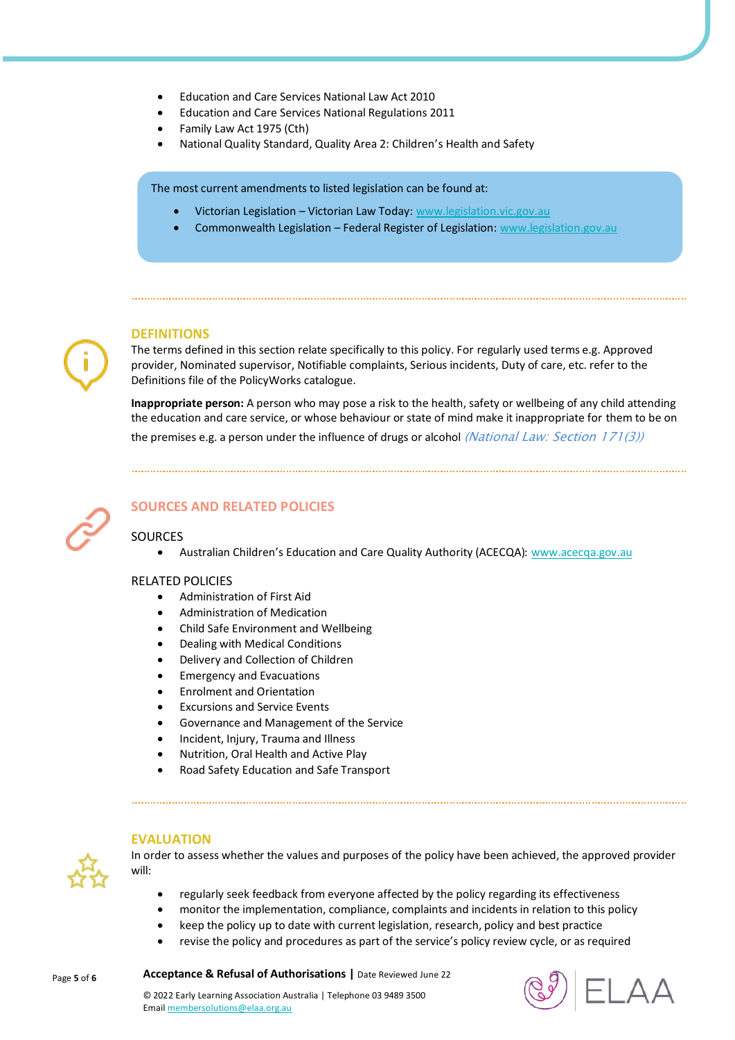- Education and Care Services National Law Act 2010
- Education and Care Services National Regulations 2011
- Family Law Act 1975 (Cth)
- National Quality Standard, Quality Area 2: Children's Health and Safety

The most current amendments to listed legislation can be found at:

- Victorian Legislation – Victorian Law Today: www.legislation.vic.gov.au
- Commonwealth Legislation – Federal Register of Legislation: www.legislation.gov.au

## DEFINITIONS

The terms defined in this section relate specifically to this policy. For regularly used terms e.g. Approved provider, Nominated supervisor, Notifiable complaints, Serious incidents, Duty of care, etc. refer to the Definitions file of the PolicyWorks catalogue.

**Inappropriate person:** A person who may pose a risk to the health, safety or wellbeing of any child attending the education and care service, or whose behaviour or state of mind make it inappropriate for them to be on the premises e.g. a person under the influence of drugs or alcohol *(National Law: Section 171(3))*

## SOURCES AND RELATED POLICIES

### SOURCES

- Australian Children's Education and Care Quality Authority (ACECQA): www.acecqa.gov.au

### RELATED POLICIES

- Administration of First Aid
- Administration of Medication
- Child Safe Environment and Wellbeing
- Dealing with Medical Conditions
- Delivery and Collection of Children
- Emergency and Evacuations
- Enrolment and Orientation
- Excursions and Service Events
- Governance and Management of the Service
- Incident, Injury, Trauma and Illness
- Nutrition, Oral Health and Active Play
- Road Safety Education and Safe Transport

## EVALUATION

In order to assess whether the values and purposes of the policy have been achieved, the approved provider will:

- regularly seek feedback from everyone affected by the policy regarding its effectiveness
- monitor the implementation, compliance, complaints and incidents in relation to this policy
- keep the policy up to date with current legislation, research, policy and best practice
- revise the policy and procedures as part of the service's policy review cycle, or as required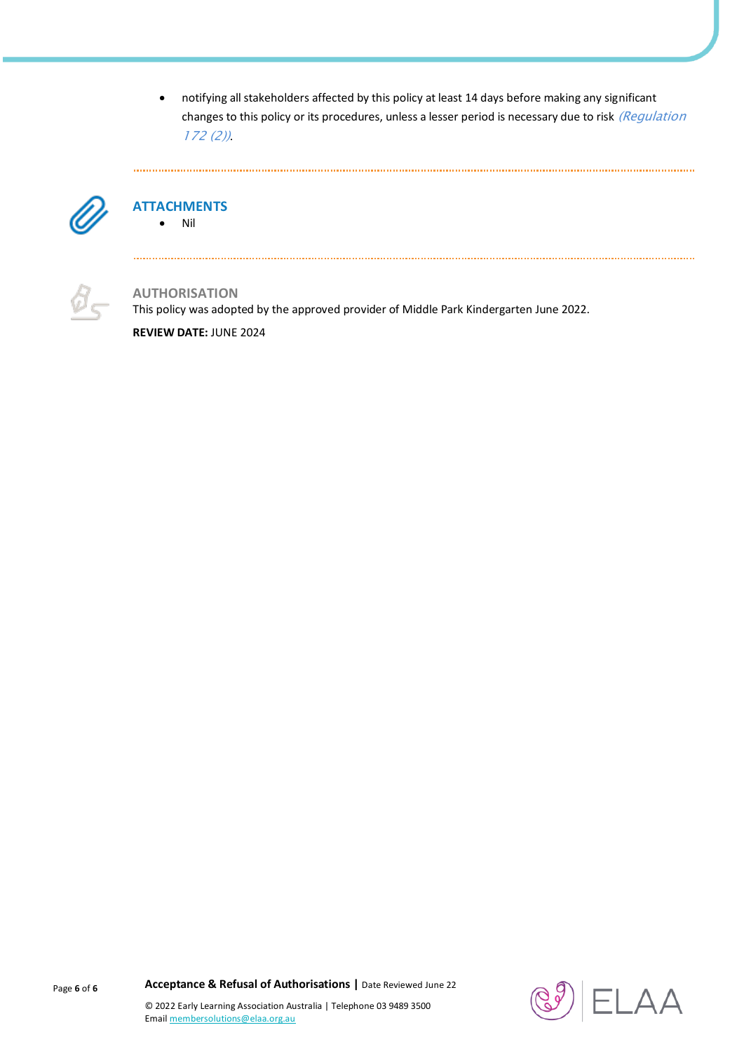- notifying all stakeholders affected by this policy at least 14 days before making any significant changes to this policy or its procedures, unless a lesser period is necessary due to risk *(Regulation 172 (2))*.

## ATTACHMENTS

- Nil

## AUTHORISATION

This policy was adopted by the approved provider of Middle Park Kindergarten June 2022.

**REVIEW DATE:** JUNE 2024